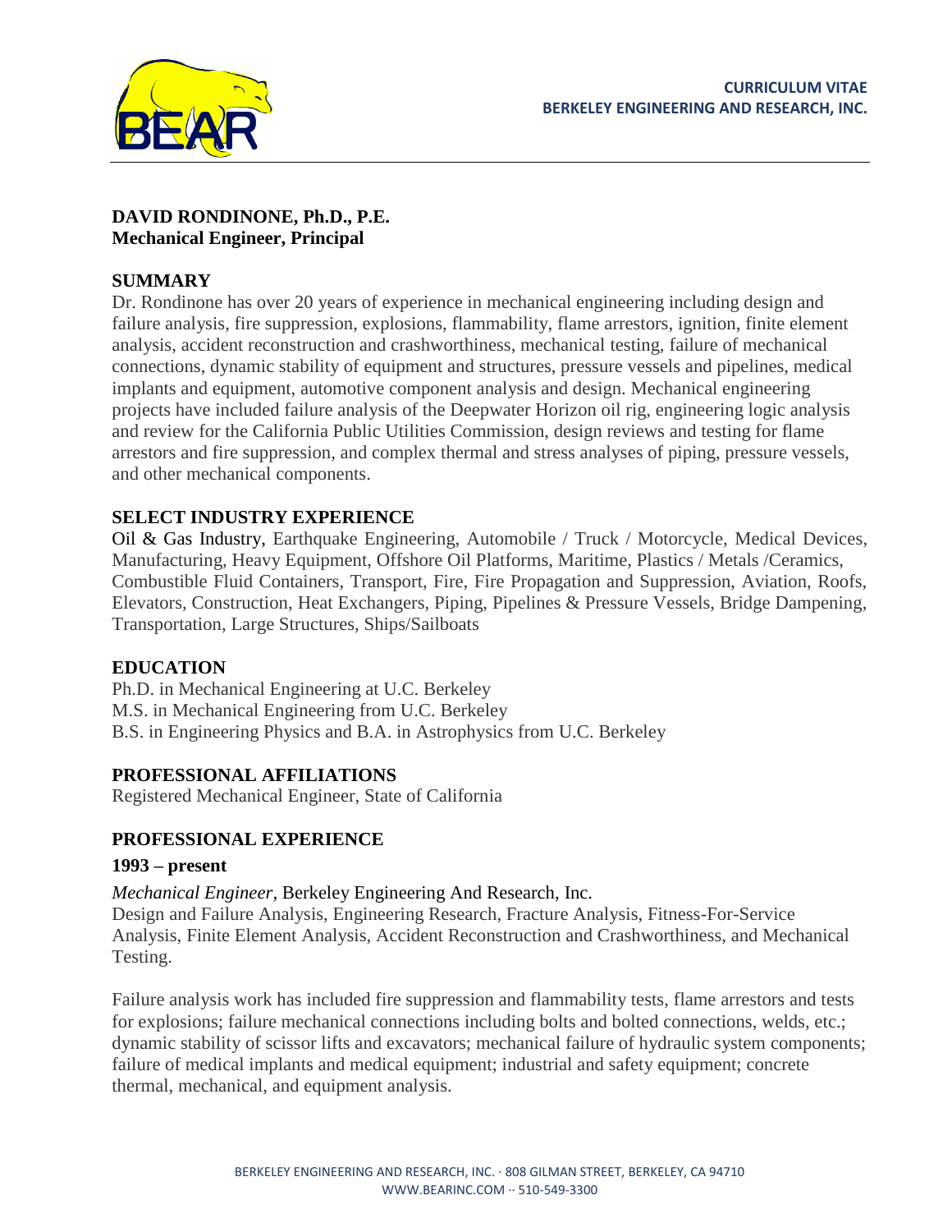**CURRICULUM VITAE**
**BERKELEY ENGINEERING AND RESEARCH, INC.**

**DAVID RONDINONE, Ph.D., P.E.**
**Mechanical Engineer, Principal**

## SUMMARY

Dr. Rondinone has over 20 years of experience in mechanical engineering including design and failure analysis, fire suppression, explosions, flammability, flame arrestors, ignition, finite element analysis, accident reconstruction and crashworthiness, mechanical testing, failure of mechanical connections, dynamic stability of equipment and structures, pressure vessels and pipelines, medical implants and equipment, automotive component analysis and design. Mechanical engineering projects have included failure analysis of the Deepwater Horizon oil rig, engineering logic analysis and review for the California Public Utilities Commission, design reviews and testing for flame arrestors and fire suppression, and complex thermal and stress analyses of piping, pressure vessels, and other mechanical components.

## SELECT INDUSTRY EXPERIENCE

Oil & Gas Industry, Earthquake Engineering, Automobile / Truck / Motorcycle, Medical Devices, Manufacturing, Heavy Equipment, Offshore Oil Platforms, Maritime, Plastics / Metals /Ceramics, Combustible Fluid Containers, Transport, Fire, Fire Propagation and Suppression, Aviation, Roofs, Elevators, Construction, Heat Exchangers, Piping, Pipelines & Pressure Vessels, Bridge Dampening, Transportation, Large Structures, Ships/Sailboats

## EDUCATION

Ph.D. in Mechanical Engineering at U.C. Berkeley
M.S. in Mechanical Engineering from U.C. Berkeley
B.S. in Engineering Physics and B.A. in Astrophysics from U.C. Berkeley

## PROFESSIONAL AFFILIATIONS

Registered Mechanical Engineer, State of California

## PROFESSIONAL EXPERIENCE

### 1993 – present

*Mechanical Engineer,* Berkeley Engineering And Research, Inc.
Design and Failure Analysis, Engineering Research, Fracture Analysis, Fitness-For-Service Analysis, Finite Element Analysis, Accident Reconstruction and Crashworthiness, and Mechanical Testing.

Failure analysis work has included fire suppression and flammability tests, flame arrestors and tests for explosions; failure mechanical connections including bolts and bolted connections, welds, etc.; dynamic stability of scissor lifts and excavators; mechanical failure of hydraulic system components; failure of medical implants and medical equipment; industrial and safety equipment; concrete thermal, mechanical, and equipment analysis.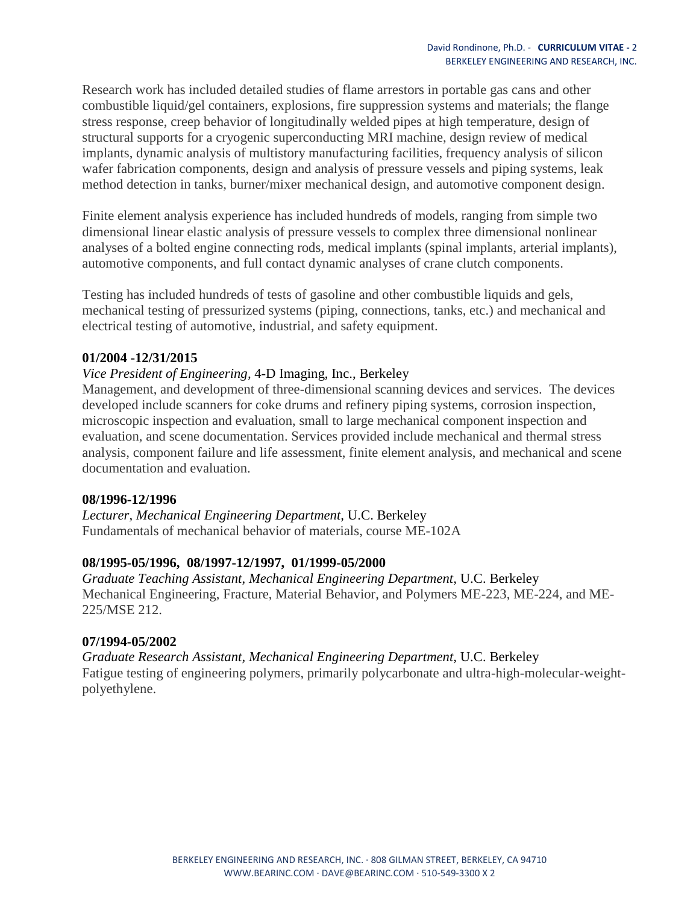Research work has included detailed studies of flame arrestors in portable gas cans and other combustible liquid/gel containers, explosions, fire suppression systems and materials; the flange stress response, creep behavior of longitudinally welded pipes at high temperature, design of structural supports for a cryogenic superconducting MRI machine, design review of medical implants, dynamic analysis of multistory manufacturing facilities, frequency analysis of silicon wafer fabrication components, design and analysis of pressure vessels and piping systems, leak method detection in tanks, burner/mixer mechanical design, and automotive component design.

Finite element analysis experience has included hundreds of models, ranging from simple two dimensional linear elastic analysis of pressure vessels to complex three dimensional nonlinear analyses of a bolted engine connecting rods, medical implants (spinal implants, arterial implants), automotive components, and full contact dynamic analyses of crane clutch components.

Testing has included hundreds of tests of gasoline and other combustible liquids and gels, mechanical testing of pressurized systems (piping, connections, tanks, etc.) and mechanical and electrical testing of automotive, industrial, and safety equipment.

**01/2004 -12/31/2015**

*Vice President of Engineering*, 4-D Imaging, Inc., Berkeley
Management, and development of three-dimensional scanning devices and services. The devices developed include scanners for coke drums and refinery piping systems, corrosion inspection, microscopic inspection and evaluation, small to large mechanical component inspection and evaluation, and scene documentation. Services provided include mechanical and thermal stress analysis, component failure and life assessment, finite element analysis, and mechanical and scene documentation and evaluation.

**08/1996-12/1996**

*Lecturer, Mechanical Engineering Department,* U.C. Berkeley
Fundamentals of mechanical behavior of materials, course ME-102A

**08/1995-05/1996, 08/1997-12/1997, 01/1999-05/2000**

*Graduate Teaching Assistant, Mechanical Engineering Department*, U.C. Berkeley
Mechanical Engineering, Fracture, Material Behavior, and Polymers ME-223, ME-224, and ME-225/MSE 212.

**07/1994-05/2002**

*Graduate Research Assistant, Mechanical Engineering Department,* U.C. Berkeley
Fatigue testing of engineering polymers, primarily polycarbonate and ultra-high-molecular-weight-polyethylene.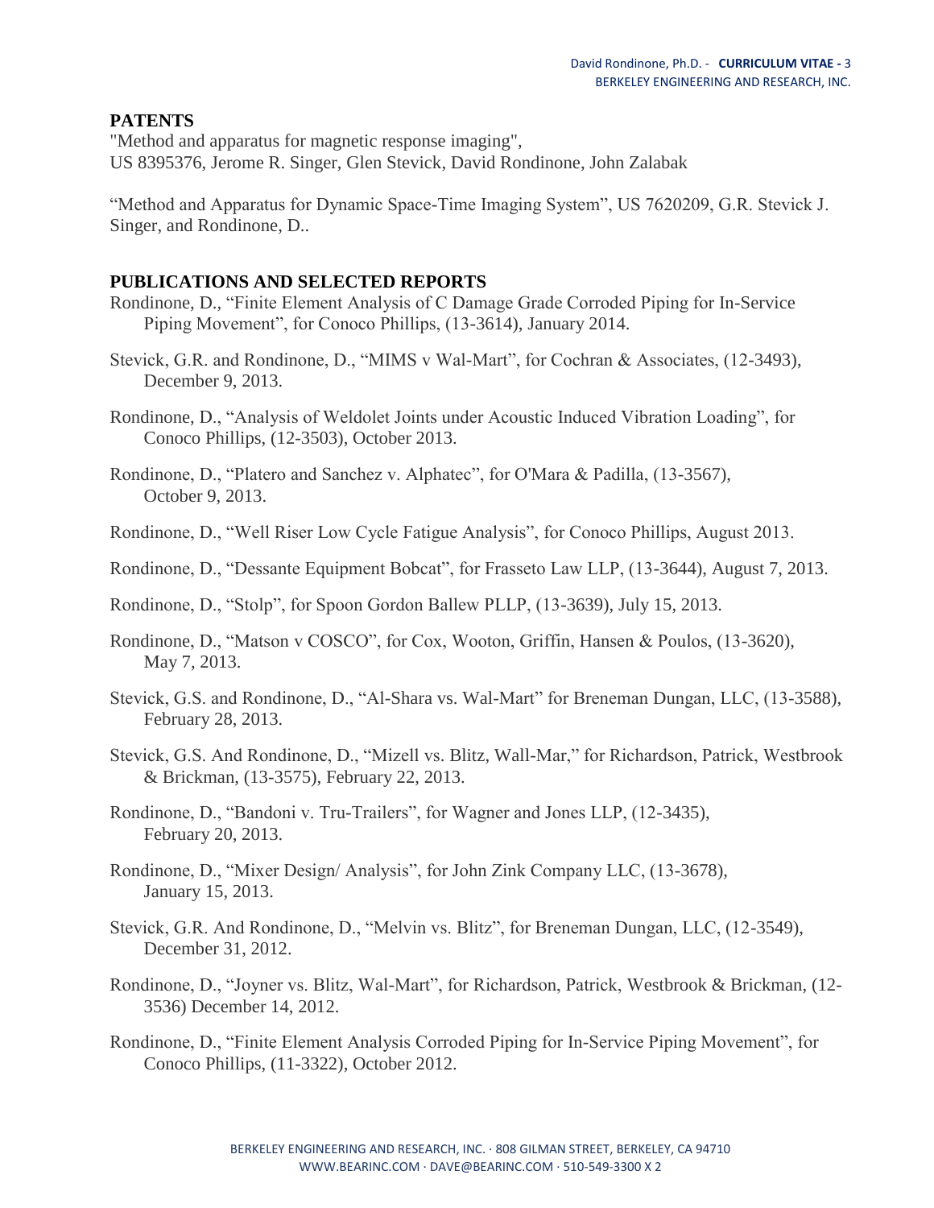## PATENTS

"Method and apparatus for magnetic response imaging", US 8395376, Jerome R. Singer, Glen Stevick, David Rondinone, John Zalabak

"Method and Apparatus for Dynamic Space-Time Imaging System", US 7620209, G.R. Stevick J. Singer, and Rondinone, D..

## PUBLICATIONS AND SELECTED REPORTS

Rondinone, D., "Finite Element Analysis of C Damage Grade Corroded Piping for In-Service Piping Movement", for Conoco Phillips, (13-3614), January 2014.

Stevick, G.R. and Rondinone, D., "MIMS v Wal-Mart", for Cochran & Associates, (12-3493), December 9, 2013.

Rondinone, D., "Analysis of Weldolet Joints under Acoustic Induced Vibration Loading", for Conoco Phillips, (12-3503), October 2013.

Rondinone, D., "Platero and Sanchez v. Alphatec", for O'Mara & Padilla, (13-3567), October 9, 2013.

Rondinone, D., "Well Riser Low Cycle Fatigue Analysis", for Conoco Phillips, August 2013.

Rondinone, D., "Dessante Equipment Bobcat", for Frasseto Law LLP, (13-3644), August 7, 2013.

Rondinone, D., "Stolp", for Spoon Gordon Ballew PLLP, (13-3639), July 15, 2013.

Rondinone, D., "Matson v COSCO", for Cox, Wooton, Griffin, Hansen & Poulos, (13-3620), May 7, 2013.

Stevick, G.S. and Rondinone, D., "Al-Shara vs. Wal-Mart" for Breneman Dungan, LLC, (13-3588), February 28, 2013.

Stevick, G.S. And Rondinone, D., "Mizell vs. Blitz, Wall-Mar," for Richardson, Patrick, Westbrook & Brickman, (13-3575), February 22, 2013.

Rondinone, D., "Bandoni v. Tru-Trailers", for Wagner and Jones LLP, (12-3435), February 20, 2013.

Rondinone, D., "Mixer Design/ Analysis", for John Zink Company LLC, (13-3678), January 15, 2013.

Stevick, G.R. And Rondinone, D., "Melvin vs. Blitz", for Breneman Dungan, LLC, (12-3549), December 31, 2012.

Rondinone, D., "Joyner vs. Blitz, Wal-Mart", for Richardson, Patrick, Westbrook & Brickman, (12-3536) December 14, 2012.

Rondinone, D., "Finite Element Analysis Corroded Piping for In-Service Piping Movement", for Conoco Phillips, (11-3322), October 2012.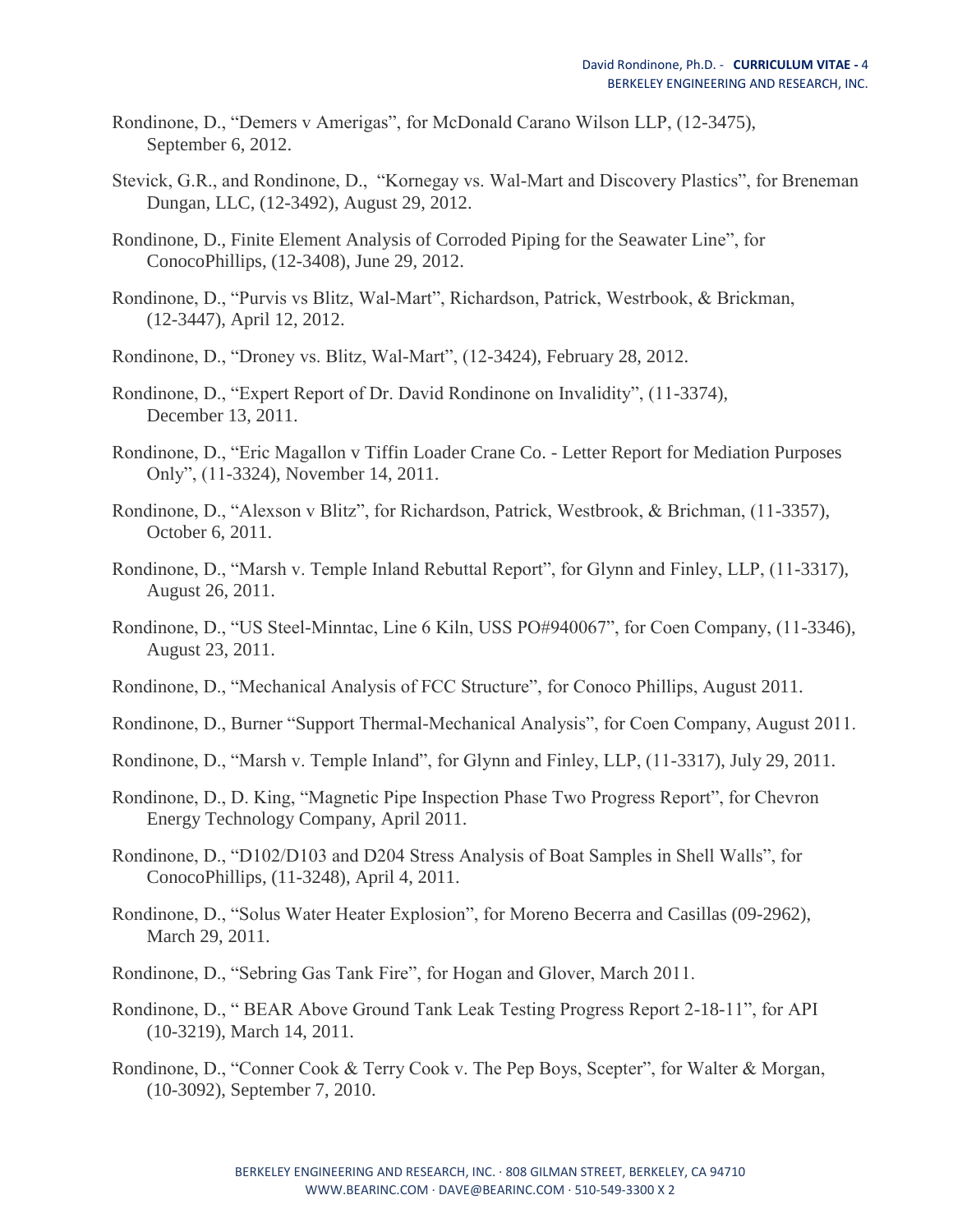Rondinone, D., "Demers v Amerigas", for McDonald Carano Wilson LLP, (12-3475), September 6, 2012.

Stevick, G.R., and Rondinone, D., "Kornegay vs. Wal-Mart and Discovery Plastics", for Breneman Dungan, LLC, (12-3492), August 29, 2012.

Rondinone, D., Finite Element Analysis of Corroded Piping for the Seawater Line", for ConocoPhillips, (12-3408), June 29, 2012.

Rondinone, D., "Purvis vs Blitz, Wal-Mart", Richardson, Patrick, Westrbook, & Brickman, (12-3447), April 12, 2012.

Rondinone, D., "Droney vs. Blitz, Wal-Mart", (12-3424), February 28, 2012.

Rondinone, D., "Expert Report of Dr. David Rondinone on Invalidity", (11-3374), December 13, 2011.

Rondinone, D., "Eric Magallon v Tiffin Loader Crane Co. - Letter Report for Mediation Purposes Only", (11-3324), November 14, 2011.

Rondinone, D., "Alexson v Blitz", for Richardson, Patrick, Westbrook, & Brichman, (11-3357), October 6, 2011.

Rondinone, D., "Marsh v. Temple Inland Rebuttal Report", for Glynn and Finley, LLP, (11-3317), August 26, 2011.

Rondinone, D., "US Steel-Minntac, Line 6 Kiln, USS PO#940067", for Coen Company, (11-3346), August 23, 2011.

Rondinone, D., "Mechanical Analysis of FCC Structure", for Conoco Phillips, August 2011.

Rondinone, D., Burner "Support Thermal-Mechanical Analysis", for Coen Company, August 2011.

Rondinone, D., "Marsh v. Temple Inland", for Glynn and Finley, LLP, (11-3317), July 29, 2011.

Rondinone, D., D. King, "Magnetic Pipe Inspection Phase Two Progress Report", for Chevron Energy Technology Company, April 2011.

Rondinone, D., "D102/D103 and D204 Stress Analysis of Boat Samples in Shell Walls", for ConocoPhillips, (11-3248), April 4, 2011.

Rondinone, D., "Solus Water Heater Explosion", for Moreno Becerra and Casillas (09-2962), March 29, 2011.

Rondinone, D., "Sebring Gas Tank Fire", for Hogan and Glover, March 2011.

Rondinone, D., " BEAR Above Ground Tank Leak Testing Progress Report 2-18-11", for API (10-3219), March 14, 2011.

Rondinone, D., "Conner Cook & Terry Cook v. The Pep Boys, Scepter", for Walter & Morgan, (10-3092), September 7, 2010.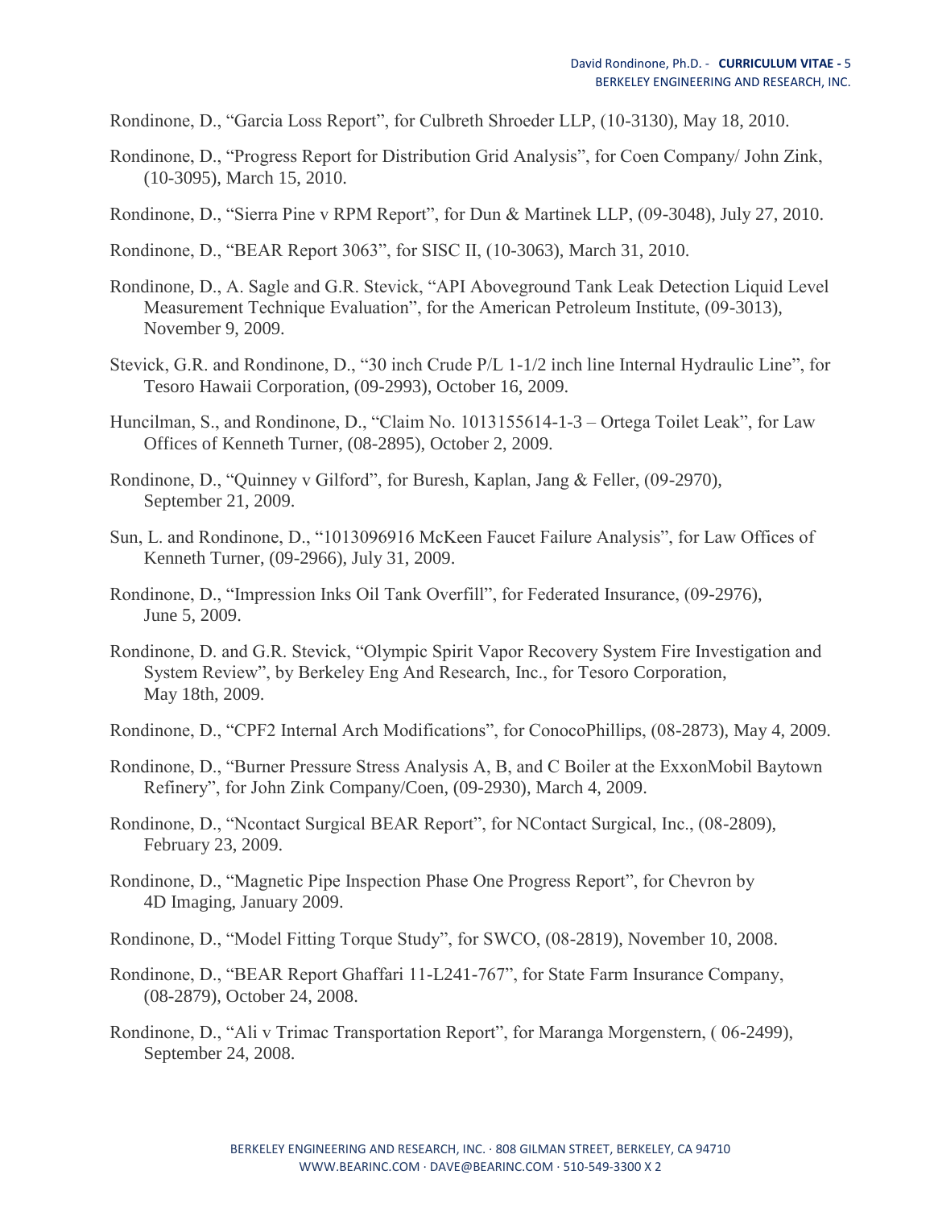Rondinone, D., “Garcia Loss Report”, for Culbreth Shroeder LLP, (10-3130), May 18, 2010.

Rondinone, D., “Progress Report for Distribution Grid Analysis”, for Coen Company/ John Zink, (10-3095), March 15, 2010.

Rondinone, D., “Sierra Pine v RPM Report”, for Dun & Martinek LLP, (09-3048), July 27, 2010.

Rondinone, D., “BEAR Report 3063”, for SISC II, (10-3063), March 31, 2010.

Rondinone, D., A. Sagle and G.R. Stevick, “API Aboveground Tank Leak Detection Liquid Level Measurement Technique Evaluation”, for the American Petroleum Institute, (09-3013), November 9, 2009.

Stevick, G.R. and Rondinone, D., “30 inch Crude P/L 1-1/2 inch line Internal Hydraulic Line”, for Tesoro Hawaii Corporation, (09-2993), October 16, 2009.

Huncilman, S., and Rondinone, D., “Claim No. 1013155614-1-3 – Ortega Toilet Leak”, for Law Offices of Kenneth Turner, (08-2895), October 2, 2009.

Rondinone, D., “Quinney v Gilford”, for Buresh, Kaplan, Jang & Feller, (09-2970), September 21, 2009.

Sun, L. and Rondinone, D., “1013096916 McKeen Faucet Failure Analysis”, for Law Offices of Kenneth Turner, (09-2966), July 31, 2009.

Rondinone, D., “Impression Inks Oil Tank Overfill”, for Federated Insurance, (09-2976), June 5, 2009.

Rondinone, D. and G.R. Stevick, “Olympic Spirit Vapor Recovery System Fire Investigation and System Review”, by Berkeley Eng And Research, Inc., for Tesoro Corporation, May 18th, 2009.

Rondinone, D., “CPF2 Internal Arch Modifications”, for ConocoPhillips, (08-2873), May 4, 2009.

Rondinone, D., “Burner Pressure Stress Analysis A, B, and C Boiler at the ExxonMobil Baytown Refinery”, for John Zink Company/Coen, (09-2930), March 4, 2009.

Rondinone, D., “Ncontact Surgical BEAR Report”, for NContact Surgical, Inc., (08-2809), February 23, 2009.

Rondinone, D., “Magnetic Pipe Inspection Phase One Progress Report”, for Chevron by 4D Imaging, January 2009.

Rondinone, D., “Model Fitting Torque Study”, for SWCO, (08-2819), November 10, 2008.

Rondinone, D., “BEAR Report Ghaffari 11-L241-767”, for State Farm Insurance Company, (08-2879), October 24, 2008.

Rondinone, D., “Ali v Trimac Transportation Report”, for Maranga Morgenstern, ( 06-2499), September 24, 2008.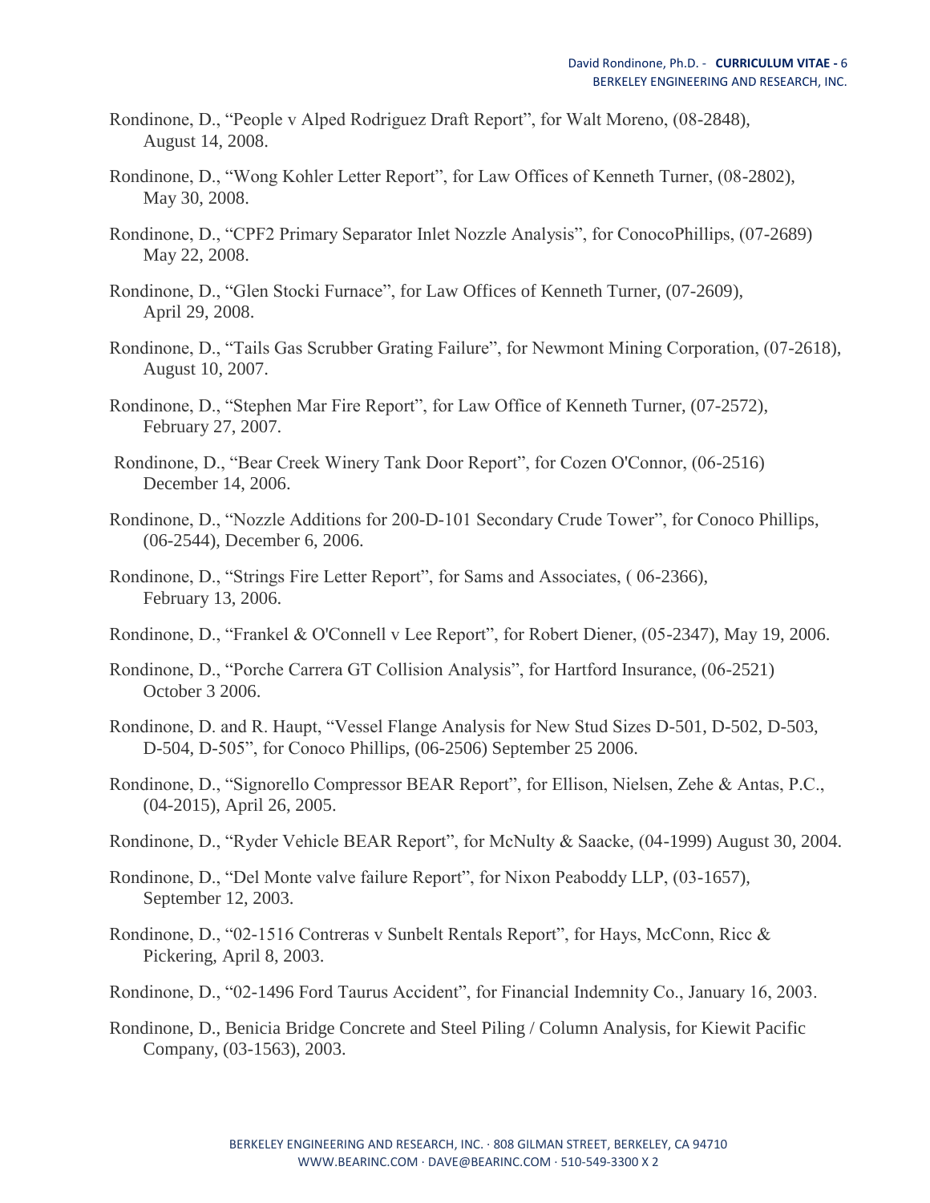Rondinone, D., “People v Alped Rodriguez Draft Report”, for Walt Moreno, (08-2848), August 14, 2008.

Rondinone, D., “Wong Kohler Letter Report”, for Law Offices of Kenneth Turner, (08-2802), May 30, 2008.

Rondinone, D., “CPF2 Primary Separator Inlet Nozzle Analysis”, for ConocoPhillips, (07-2689) May 22, 2008.

Rondinone, D., “Glen Stocki Furnace”, for Law Offices of Kenneth Turner, (07-2609), April 29, 2008.

Rondinone, D., “Tails Gas Scrubber Grating Failure”, for Newmont Mining Corporation, (07-2618), August 10, 2007.

Rondinone, D., “Stephen Mar Fire Report”, for Law Office of Kenneth Turner, (07-2572), February 27, 2007.

Rondinone, D., “Bear Creek Winery Tank Door Report”, for Cozen O'Connor, (06-2516) December 14, 2006.

Rondinone, D., “Nozzle Additions for 200-D-101 Secondary Crude Tower”, for Conoco Phillips, (06-2544), December 6, 2006.

Rondinone, D., “Strings Fire Letter Report”, for Sams and Associates, ( 06-2366), February 13, 2006.

Rondinone, D., “Frankel & O'Connell v Lee Report”, for Robert Diener, (05-2347), May 19, 2006.

Rondinone, D., “Porche Carrera GT Collision Analysis”, for Hartford Insurance, (06-2521) October 3 2006.

Rondinone, D. and R. Haupt, “Vessel Flange Analysis for New Stud Sizes D-501, D-502, D-503, D-504, D-505”, for Conoco Phillips, (06-2506) September 25 2006.

Rondinone, D., “Signorello Compressor BEAR Report”, for Ellison, Nielsen, Zehe & Antas, P.C., (04-2015), April 26, 2005.

Rondinone, D., “Ryder Vehicle BEAR Report”, for McNulty & Saacke, (04-1999) August 30, 2004.

Rondinone, D., “Del Monte valve failure Report”, for Nixon Peaboddy LLP, (03-1657), September 12, 2003.

Rondinone, D., “02-1516 Contreras v Sunbelt Rentals Report”, for Hays, McConn, Ricc & Pickering, April 8, 2003.

Rondinone, D., “02-1496 Ford Taurus Accident”, for Financial Indemnity Co., January 16, 2003.

Rondinone, D., Benicia Bridge Concrete and Steel Piling / Column Analysis, for Kiewit Pacific Company, (03-1563), 2003.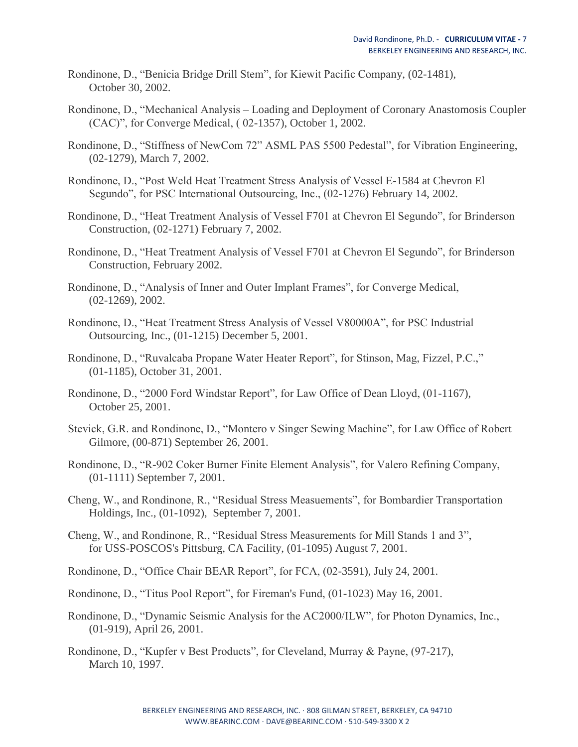Rondinone, D., "Benicia Bridge Drill Stem", for Kiewit Pacific Company, (02-1481), October 30, 2002.

Rondinone, D., "Mechanical Analysis – Loading and Deployment of Coronary Anastomosis Coupler (CAC)", for Converge Medical, ( 02-1357), October 1, 2002.

Rondinone, D., "Stiffness of NewCom 72" ASML PAS 5500 Pedestal", for Vibration Engineering, (02-1279), March 7, 2002.

Rondinone, D., "Post Weld Heat Treatment Stress Analysis of Vessel E-1584 at Chevron El Segundo", for PSC International Outsourcing, Inc., (02-1276) February 14, 2002.

Rondinone, D., "Heat Treatment Analysis of Vessel F701 at Chevron El Segundo", for Brinderson Construction, (02-1271) February 7, 2002.

Rondinone, D., "Heat Treatment Analysis of Vessel F701 at Chevron El Segundo", for Brinderson Construction, February 2002.

Rondinone, D., "Analysis of Inner and Outer Implant Frames", for Converge Medical, (02-1269), 2002.

Rondinone, D., "Heat Treatment Stress Analysis of Vessel V80000A", for PSC Industrial Outsourcing, Inc., (01-1215) December 5, 2001.

Rondinone, D., "Ruvalcaba Propane Water Heater Report", for Stinson, Mag, Fizzel, P.C.," (01-1185), October 31, 2001.

Rondinone, D., "2000 Ford Windstar Report", for Law Office of Dean Lloyd, (01-1167), October 25, 2001.

Stevick, G.R. and Rondinone, D., "Montero v Singer Sewing Machine", for Law Office of Robert Gilmore, (00-871) September 26, 2001.

Rondinone, D., "R-902 Coker Burner Finite Element Analysis", for Valero Refining Company, (01-1111) September 7, 2001.

Cheng, W., and Rondinone, R., "Residual Stress Measuements", for Bombardier Transportation Holdings, Inc., (01-1092), September 7, 2001.

Cheng, W., and Rondinone, R., "Residual Stress Measurements for Mill Stands 1 and 3", for USS-POSCOS's Pittsburg, CA Facility, (01-1095) August 7, 2001.

Rondinone, D., "Office Chair BEAR Report", for FCA, (02-3591), July 24, 2001.

Rondinone, D., "Titus Pool Report", for Fireman's Fund, (01-1023) May 16, 2001.

Rondinone, D., "Dynamic Seismic Analysis for the AC2000/ILW", for Photon Dynamics, Inc., (01-919), April 26, 2001.

Rondinone, D., "Kupfer v Best Products", for Cleveland, Murray & Payne, (97-217), March 10, 1997.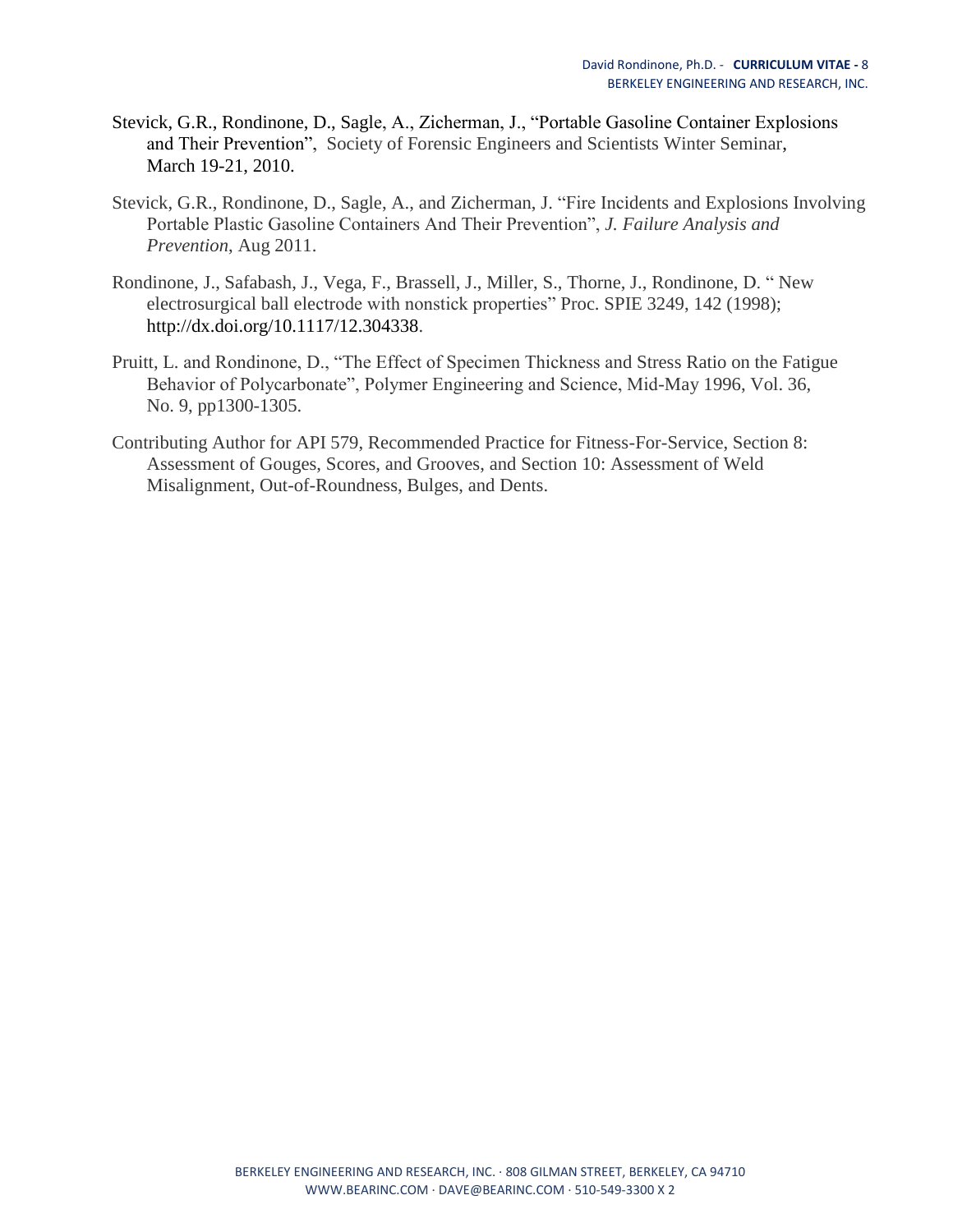Stevick, G.R., Rondinone, D., Sagle, A., Zicherman, J., "Portable Gasoline Container Explosions and Their Prevention", Society of Forensic Engineers and Scientists Winter Seminar, March 19-21, 2010.

Stevick, G.R., Rondinone, D., Sagle, A., and Zicherman, J. "Fire Incidents and Explosions Involving Portable Plastic Gasoline Containers And Their Prevention", *J. Failure Analysis and Prevention*, Aug 2011.

Rondinone, J., Safabash, J., Vega, F., Brassell, J., Miller, S., Thorne, J., Rondinone, D. " New electrosurgical ball electrode with nonstick properties" Proc. SPIE 3249, 142 (1998); http://dx.doi.org/10.1117/12.304338.

Pruitt, L. and Rondinone, D., "The Effect of Specimen Thickness and Stress Ratio on the Fatigue Behavior of Polycarbonate", Polymer Engineering and Science, Mid-May 1996, Vol. 36, No. 9, pp1300-1305.

Contributing Author for API 579, Recommended Practice for Fitness-For-Service, Section 8: Assessment of Gouges, Scores, and Grooves, and Section 10: Assessment of Weld Misalignment, Out-of-Roundness, Bulges, and Dents.